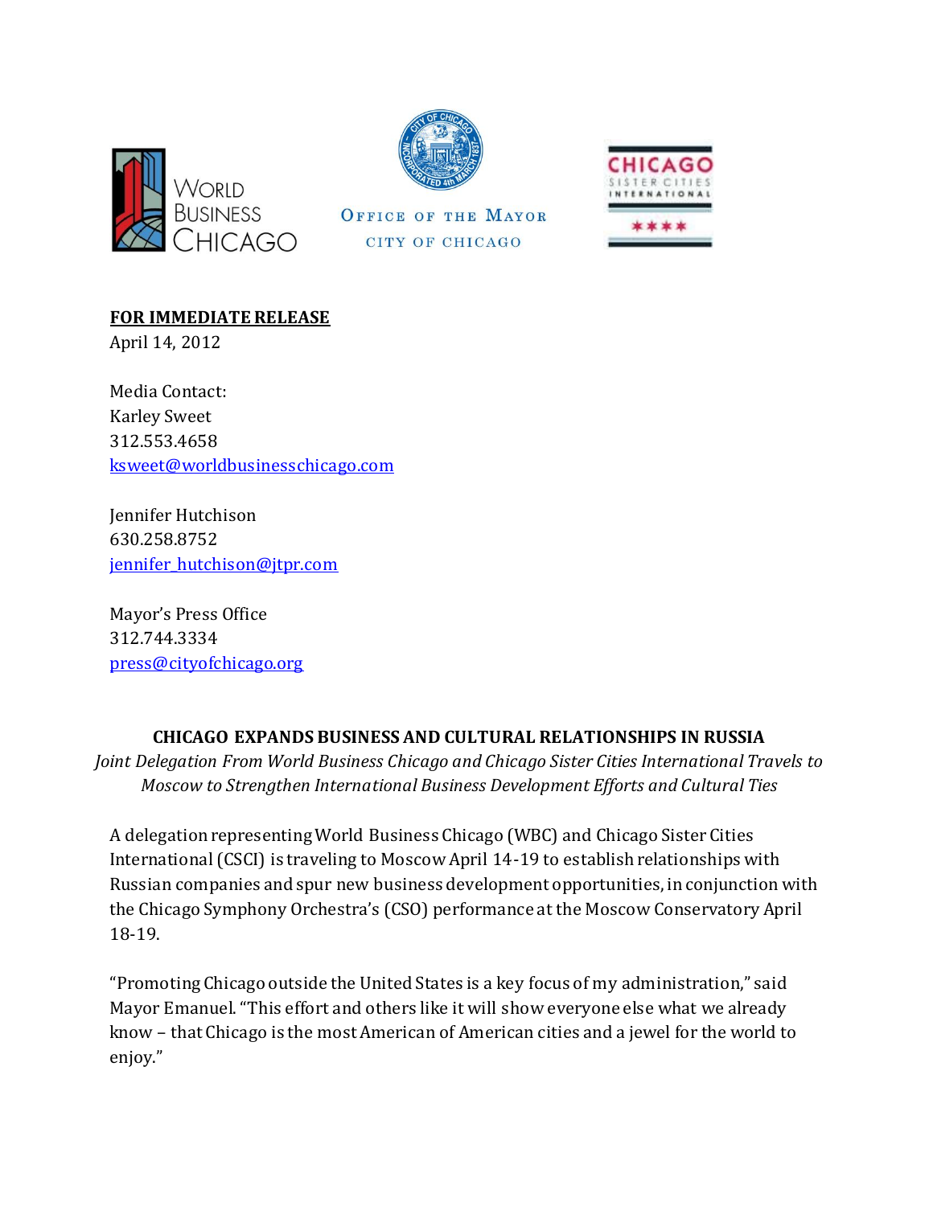World Business Chicago

Office of the Mayor
City of Chicago

Chicago Sister Cities International

**<u>FOR IMMEDIATE RELEASE</u>**
April 14, 2012

Media Contact:
Karley Sweet
312.553.4658
ksweet@worldbusinesschicago.com

Jennifer Hutchison
630.258.8752
jennifer_hutchison@jtpr.com

Mayor's Press Office
312.744.3334
press@cityofchicago.org

## CHICAGO EXPANDS BUSINESS AND CULTURAL RELATIONSHIPS IN RUSSIA

*Joint Delegation From World Business Chicago and Chicago Sister Cities International Travels to Moscow to Strengthen International Business Development Efforts and Cultural Ties*

A delegation representing World Business Chicago (WBC) and Chicago Sister Cities International (CSCI) is traveling to Moscow April 14-19 to establish relationships with Russian companies and spur new business development opportunities, in conjunction with the Chicago Symphony Orchestra's (CSO) performance at the Moscow Conservatory April 18-19.

"Promoting Chicago outside the United States is a key focus of my administration," said Mayor Emanuel. "This effort and others like it will show everyone else what we already know – that Chicago is the most American of American cities and a jewel for the world to enjoy."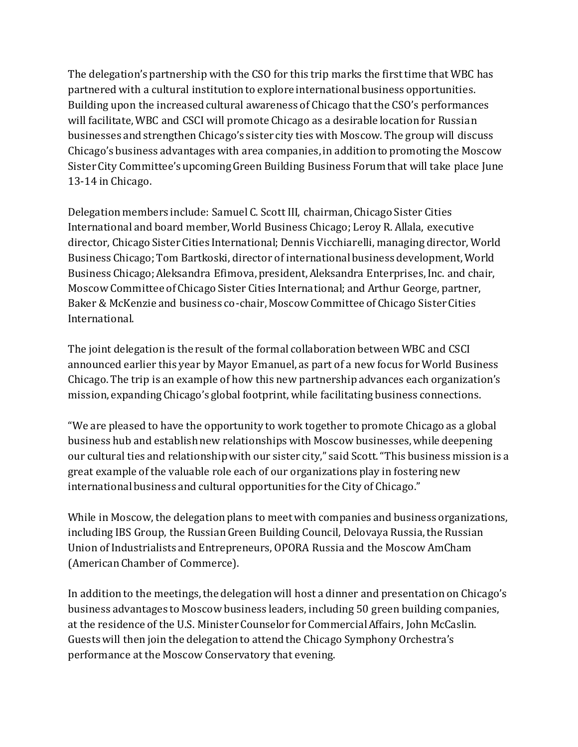The delegation's partnership with the CSO for this trip marks the first time that WBC has partnered with a cultural institution to explore international business opportunities. Building upon the increased cultural awareness of Chicago that the CSO's performances will facilitate, WBC and CSCI will promote Chicago as a desirable location for Russian businesses and strengthen Chicago's sister city ties with Moscow. The group will discuss Chicago's business advantages with area companies, in addition to promoting the Moscow Sister City Committee's upcoming Green Building Business Forum that will take place June 13-14 in Chicago.

Delegation members include: Samuel C. Scott III, chairman, Chicago Sister Cities International and board member, World Business Chicago; Leroy R. Allala, executive director, Chicago Sister Cities International; Dennis Vicchiarelli, managing director, World Business Chicago; Tom Bartkoski, director of international business development, World Business Chicago; Aleksandra Efimova, president, Aleksandra Enterprises, Inc. and chair, Moscow Committee of Chicago Sister Cities International; and Arthur George, partner, Baker & McKenzie and business co-chair, Moscow Committee of Chicago Sister Cities International.

The joint delegation is the result of the formal collaboration between WBC and CSCI announced earlier this year by Mayor Emanuel, as part of a new focus for World Business Chicago. The trip is an example of how this new partnership advances each organization's mission, expanding Chicago's global footprint, while facilitating business connections.

"We are pleased to have the opportunity to work together to promote Chicago as a global business hub and establish new relationships with Moscow businesses, while deepening our cultural ties and relationship with our sister city," said Scott. "This business mission is a great example of the valuable role each of our organizations play in fostering new international business and cultural opportunities for the City of Chicago."

While in Moscow, the delegation plans to meet with companies and business organizations, including IBS Group, the Russian Green Building Council, Delovaya Russia, the Russian Union of Industrialists and Entrepreneurs, OPORA Russia and the Moscow AmCham (American Chamber of Commerce).

In addition to the meetings, the delegation will host a dinner and presentation on Chicago's business advantages to Moscow business leaders, including 50 green building companies, at the residence of the U.S. Minister Counselor for Commercial Affairs, John McCaslin. Guests will then join the delegation to attend the Chicago Symphony Orchestra's performance at the Moscow Conservatory that evening.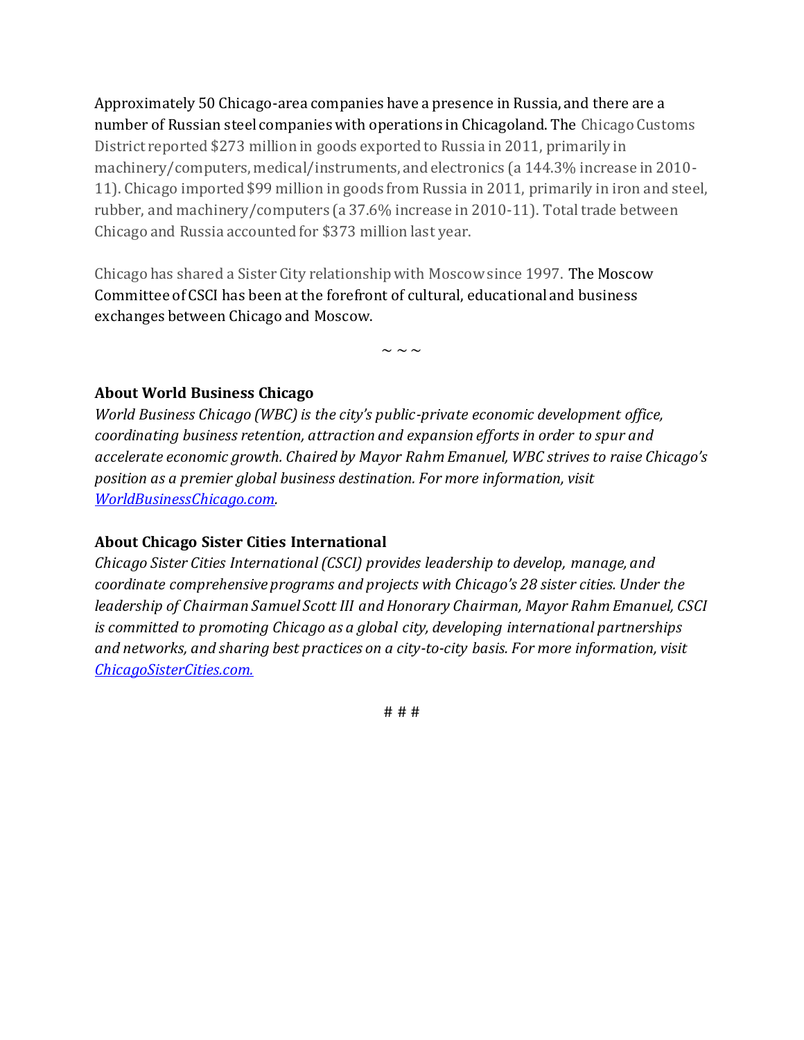Approximately 50 Chicago-area companies have a presence in Russia, and there are a number of Russian steel companies with operations in Chicagoland. The Chicago Customs District reported $273 million in goods exported to Russia in 2011, primarily in machinery/computers, medical/instruments, and electronics (a 144.3% increase in 2010-11). Chicago imported $99 million in goods from Russia in 2011, primarily in iron and steel, rubber, and machinery/computers (a 37.6% increase in 2010-11). Total trade between Chicago and Russia accounted for $373 million last year.

Chicago has shared a Sister City relationship with Moscow since 1997. The Moscow Committee of CSCI has been at the forefront of cultural, educational and business exchanges between Chicago and Moscow.

~ ~ ~

**About World Business Chicago**

*World Business Chicago (WBC) is the city's public-private economic development office, coordinating business retention, attraction and expansion efforts in order to spur and accelerate economic growth. Chaired by Mayor Rahm Emanuel, WBC strives to raise Chicago's position as a premier global business destination. For more information, visit [WorldBusinessChicago.com](http://WorldBusinessChicago.com).*

**About Chicago Sister Cities International**

*Chicago Sister Cities International (CSCI) provides leadership to develop, manage, and coordinate comprehensive programs and projects with Chicago's 28 sister cities. Under the leadership of Chairman Samuel Scott III and Honorary Chairman, Mayor Rahm Emanuel, CSCI is committed to promoting Chicago as a global city, developing international partnerships and networks, and sharing best practices on a city-to-city basis. For more information, visit [ChicagoSisterCities.com.](http://ChicagoSisterCities.com)*

# # #